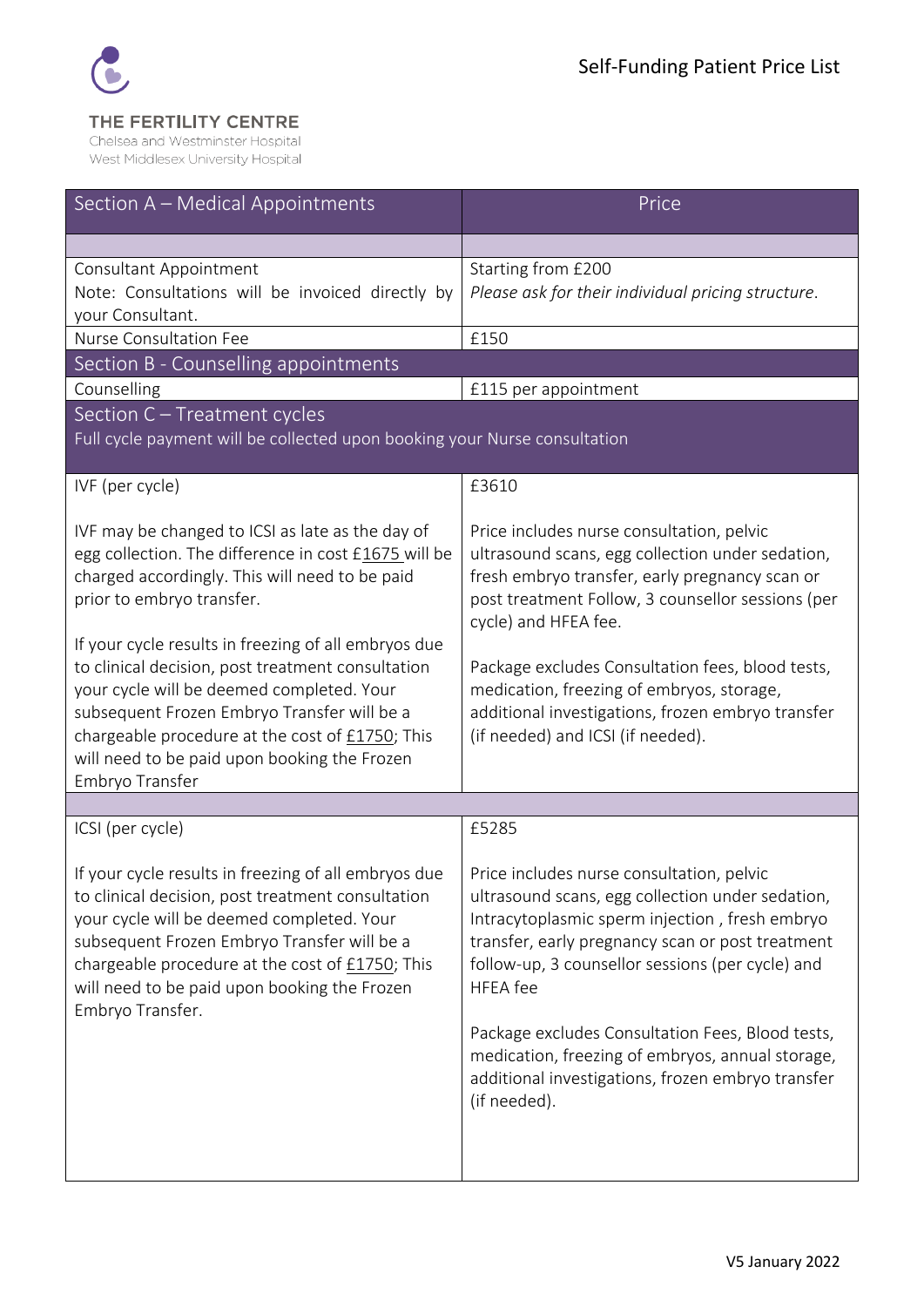THE FERTILITY CENTRE
Chelsea and Westminster Hospital
West Middlesex University Hospital

# Self-Funding Patient Price List

| Section A – Medical Appointments | Price |
|---|---|
| | |
| Consultant Appointment<br>Note: Consultations will be invoiced directly by your Consultant. | Starting from £200<br>*Please ask for their individual pricing structure.* |
| Nurse Consultation Fee | £150 |
| **Section B - Counselling appointments** | |
| Counselling | £115 per appointment |
| **Section C – Treatment cycles**<br>Full cycle payment will be collected upon booking your Nurse consultation | |
| IVF (per cycle)<br><br>IVF may be changed to ICSI as late as the day of egg collection. The difference in cost £1675 will be charged accordingly. This will need to be paid prior to embryo transfer.<br><br>If your cycle results in freezing of all embryos due to clinical decision, post treatment consultation your cycle will be deemed completed. Your subsequent Frozen Embryo Transfer will be a chargeable procedure at the cost of £1750; This will need to be paid upon booking the Frozen Embryo Transfer | £3610<br><br>Price includes nurse consultation, pelvic ultrasound scans, egg collection under sedation, fresh embryo transfer, early pregnancy scan or post treatment Follow, 3 counsellor sessions (per cycle) and HFEA fee.<br><br>Package excludes Consultation fees, blood tests, medication, freezing of embryos, storage, additional investigations, frozen embryo transfer (if needed) and ICSI (if needed). |
| | |
| ICSI (per cycle)<br><br>If your cycle results in freezing of all embryos due to clinical decision, post treatment consultation your cycle will be deemed completed. Your subsequent Frozen Embryo Transfer will be a chargeable procedure at the cost of £1750; This will need to be paid upon booking the Frozen Embryo Transfer. | £5285<br><br>Price includes nurse consultation, pelvic ultrasound scans, egg collection under sedation, Intracytoplasmic sperm injection , fresh embryo transfer, early pregnancy scan or post treatment follow-up, 3 counsellor sessions (per cycle) and HFEA fee<br><br>Package excludes Consultation Fees, Blood tests, medication, freezing of embryos, annual storage, additional investigations, frozen embryo transfer (if needed). |

V5 January 2022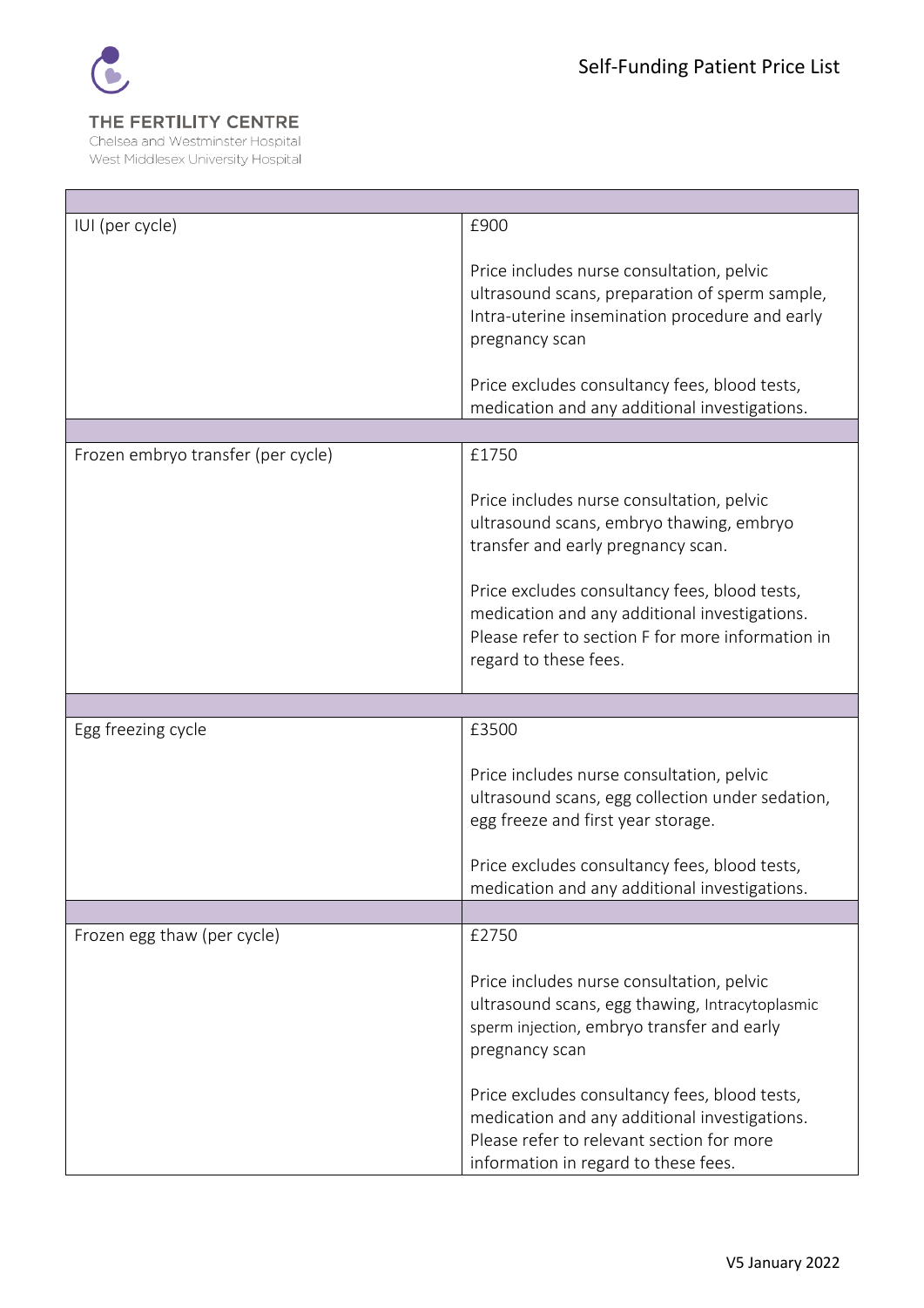| | |
|---|---|
| IUI (per cycle) | £900<br><br>Price includes nurse consultation, pelvic ultrasound scans, preparation of sperm sample, Intra-uterine insemination procedure and early pregnancy scan<br><br>Price excludes consultancy fees, blood tests, medication and any additional investigations. |
| | |
| Frozen embryo transfer (per cycle) | £1750<br><br>Price includes nurse consultation, pelvic ultrasound scans, embryo thawing, embryo transfer and early pregnancy scan.<br><br>Price excludes consultancy fees, blood tests, medication and any additional investigations. Please refer to section F for more information in regard to these fees. |
| | |
| Egg freezing cycle | £3500<br><br>Price includes nurse consultation, pelvic ultrasound scans, egg collection under sedation, egg freeze and first year storage.<br><br>Price excludes consultancy fees, blood tests, medication and any additional investigations. |
| | |
| Frozen egg thaw (per cycle) | £2750<br><br>Price includes nurse consultation, pelvic ultrasound scans, egg thawing, Intracytoplasmic sperm injection, embryo transfer and early pregnancy scan<br><br>Price excludes consultancy fees, blood tests, medication and any additional investigations. Please refer to relevant section for more information in regard to these fees. |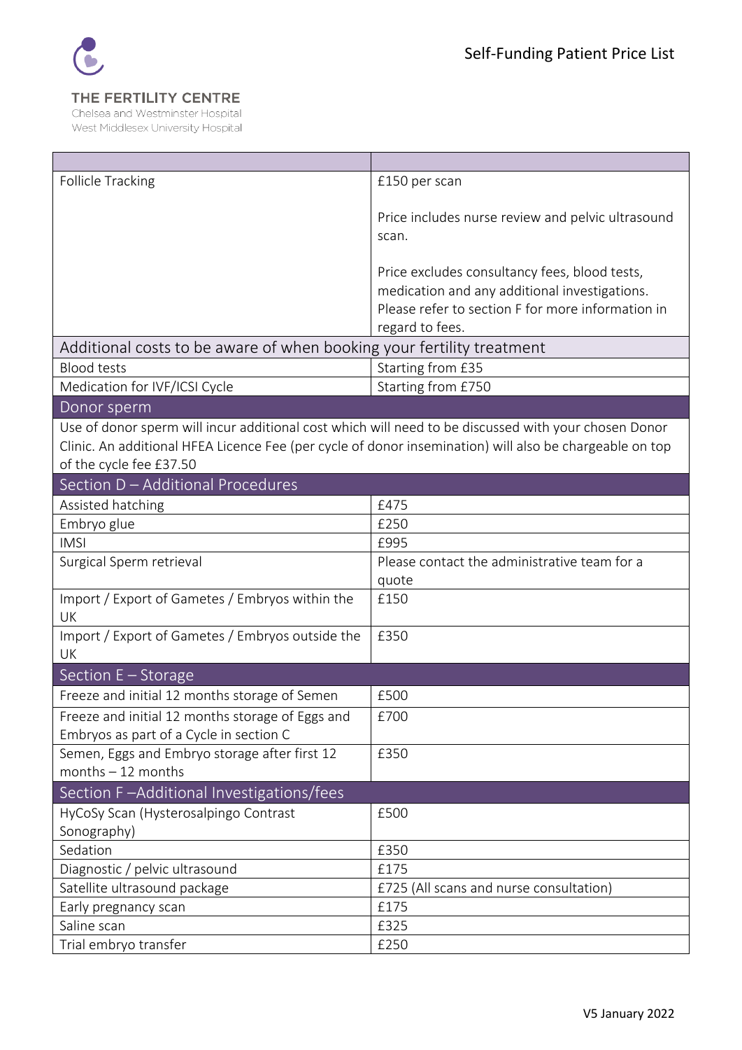THE FERTILITY CENTRE
Chelsea and Westminster Hospital
West Middlesex University Hospital

Self-Funding Patient Price List

| | |
|---|---|
| Follicle Tracking | £150 per scan<br><br>Price includes nurse review and pelvic ultrasound scan.<br><br>Price excludes consultancy fees, blood tests, medication and any additional investigations. Please refer to section F for more information in regard to fees. |
| **Additional costs to be aware of when booking your fertility treatment** | |
| Blood tests | Starting from £35 |
| Medication for IVF/ICSI Cycle | Starting from £750 |
| **Donor sperm** | |
| Use of donor sperm will incur additional cost which will need to be discussed with your chosen Donor Clinic. An additional HFEA Licence Fee (per cycle of donor insemination) will also be chargeable on top of the cycle fee £37.50 | |
| **Section D – Additional Procedures** | |
| Assisted hatching | £475 |
| Embryo glue | £250 |
| IMSI | £995 |
| Surgical Sperm retrieval | Please contact the administrative team for a quote |
| Import / Export of Gametes / Embryos within the UK | £150 |
| Import / Export of Gametes / Embryos outside the UK | £350 |
| **Section E – Storage** | |
| Freeze and initial 12 months storage of Semen | £500 |
| Freeze and initial 12 months storage of Eggs and Embryos as part of a Cycle in section C | £700 |
| Semen, Eggs and Embryo storage after first 12 months – 12 months | £350 |
| **Section F –Additional Investigations/fees** | |
| HyCoSy Scan (Hysterosalpingo Contrast Sonography) | £500 |
| Sedation | £350 |
| Diagnostic / pelvic ultrasound | £175 |
| Satellite ultrasound package | £725 (All scans and nurse consultation) |
| Early pregnancy scan | £175 |
| Saline scan | £325 |
| Trial embryo transfer | £250 |

V5 January 2022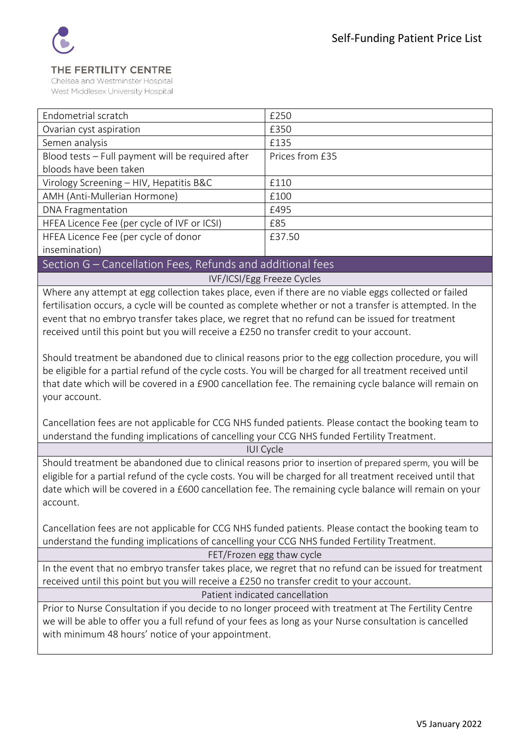| | |
|---|---|
| Endometrial scratch | £250 |
| Ovarian cyst aspiration | £350 |
| Semen analysis | £135 |
| Blood tests – Full payment will be required after bloods have been taken | Prices from £35 |
| Virology Screening – HIV, Hepatitis B&C | £110 |
| AMH (Anti-Mullerian Hormone) | £100 |
| DNA Fragmentation | £495 |
| HFEA Licence Fee (per cycle of IVF or ICSI) | £85 |
| HFEA Licence Fee (per cycle of donor insemination) | £37.50 |

## Section G – Cancellation Fees, Refunds and additional fees

### IVF/ICSI/Egg Freeze Cycles

Where any attempt at egg collection takes place, even if there are no viable eggs collected or failed fertilisation occurs, a cycle will be counted as complete whether or not a transfer is attempted. In the event that no embryo transfer takes place, we regret that no refund can be issued for treatment received until this point but you will receive a £250 no transfer credit to your account.

Should treatment be abandoned due to clinical reasons prior to the egg collection procedure, you will be eligible for a partial refund of the cycle costs. You will be charged for all treatment received until that date which will be covered in a £900 cancellation fee. The remaining cycle balance will remain on your account.

Cancellation fees are not applicable for CCG NHS funded patients. Please contact the booking team to understand the funding implications of cancelling your CCG NHS funded Fertility Treatment.

### IUI Cycle

Should treatment be abandoned due to clinical reasons prior to insertion of prepared sperm, you will be eligible for a partial refund of the cycle costs. You will be charged for all treatment received until that date which will be covered in a £600 cancellation fee. The remaining cycle balance will remain on your account.

Cancellation fees are not applicable for CCG NHS funded patients. Please contact the booking team to understand the funding implications of cancelling your CCG NHS funded Fertility Treatment.

### FET/Frozen egg thaw cycle

In the event that no embryo transfer takes place, we regret that no refund can be issued for treatment received until this point but you will receive a £250 no transfer credit to your account.

### Patient indicated cancellation

Prior to Nurse Consultation if you decide to no longer proceed with treatment at The Fertility Centre we will be able to offer you a full refund of your fees as long as your Nurse consultation is cancelled with minimum 48 hours' notice of your appointment.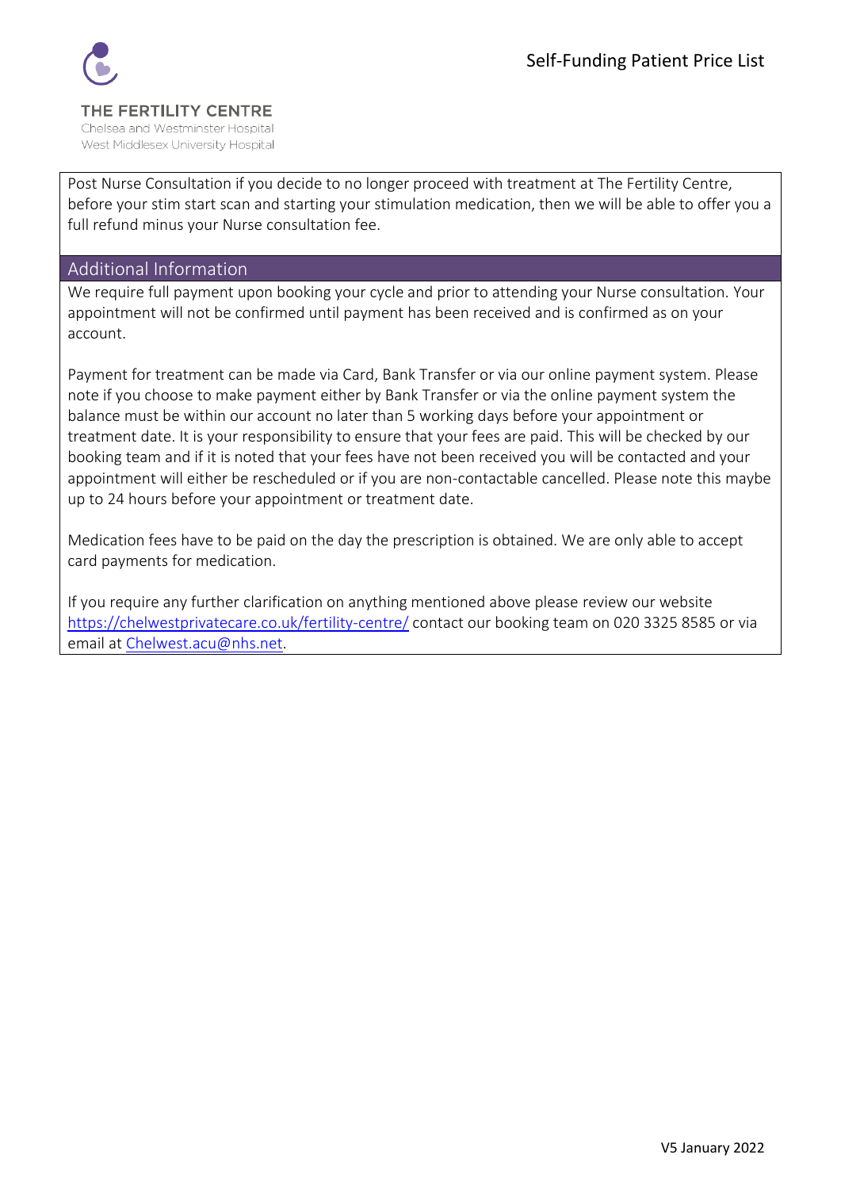Post Nurse Consultation if you decide to no longer proceed with treatment at The Fertility Centre, before your stim start scan and starting your stimulation medication, then we will be able to offer you a full refund minus your Nurse consultation fee.

## Additional Information

We require full payment upon booking your cycle and prior to attending your Nurse consultation. Your appointment will not be confirmed until payment has been received and is confirmed as on your account.

Payment for treatment can be made via Card, Bank Transfer or via our online payment system. Please note if you choose to make payment either by Bank Transfer or via the online payment system the balance must be within our account no later than 5 working days before your appointment or treatment date. It is your responsibility to ensure that your fees are paid. This will be checked by our booking team and if it is noted that your fees have not been received you will be contacted and your appointment will either be rescheduled or if you are non-contactable cancelled. Please note this maybe up to 24 hours before your appointment or treatment date.

Medication fees have to be paid on the day the prescription is obtained. We are only able to accept card payments for medication.

If you require any further clarification on anything mentioned above please review our website https://chelwestprivatecare.co.uk/fertility-centre/ contact our booking team on 020 3325 8585 or via email at Chelwest.acu@nhs.net.